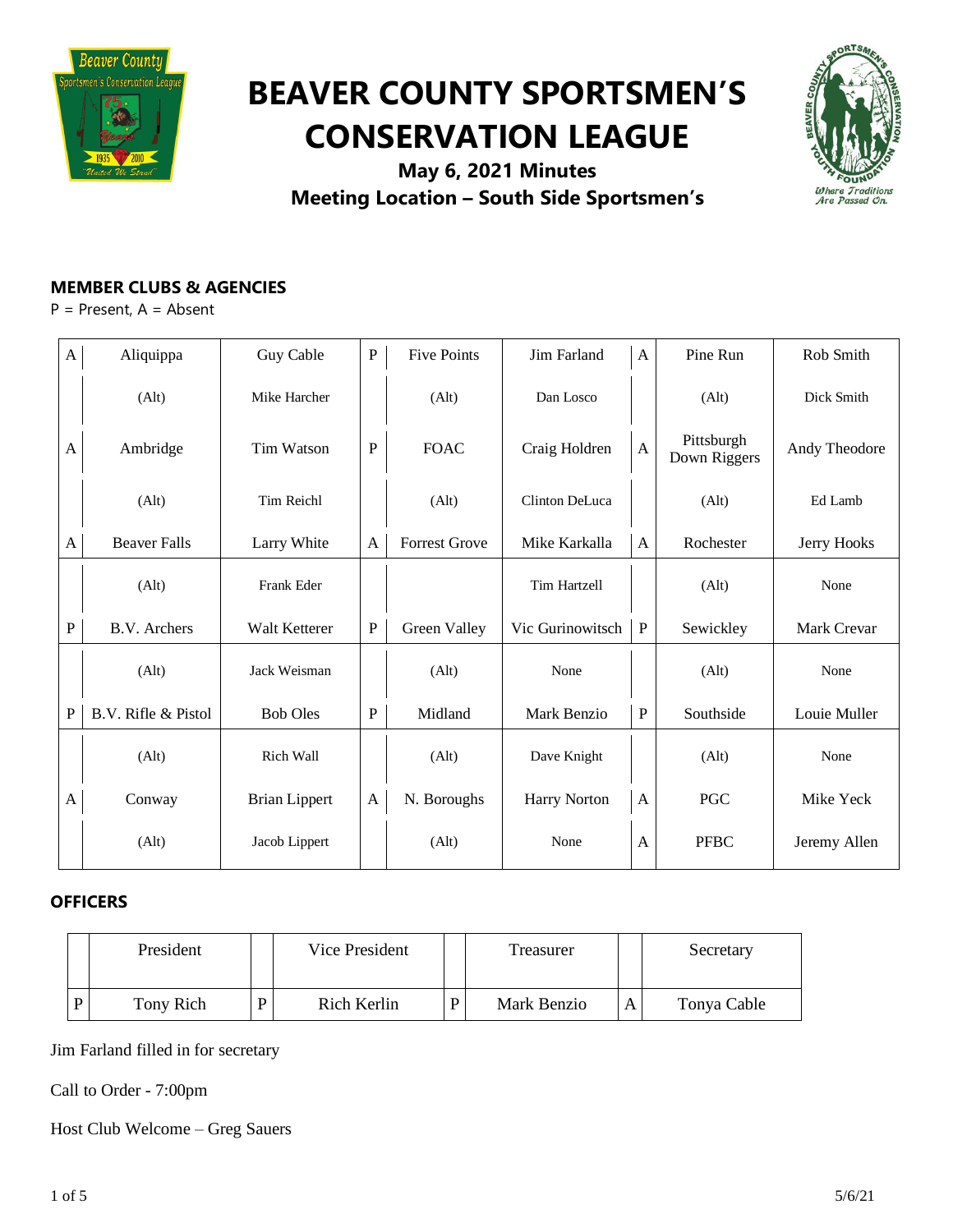# BEAVER COUNTY SPORTSMEN'S CONSERVATION LEAGUE

**May 6, 2021 Minutes**

**Meeting Location – South Side Sportsmen's**

## MEMBER CLUBS & AGENCIES

P = Present, A = Absent

| | Club | Representative | | Club | Representative | | Club | Representative |
|---|---|---|---|---|---|---|---|---|
| A | Aliquippa | Guy Cable | P | Five Points | Jim Farland | A | Pine Run | Rob Smith |
| | (Alt) | Mike Harcher | | (Alt) | Dan Losco | | (Alt) | Dick Smith |
| A | Ambridge | Tim Watson | P | FOAC | Craig Holdren | A | Pittsburgh Down Riggers | Andy Theodore |
| | (Alt) | Tim Reichl | | (Alt) | Clinton DeLuca | | (Alt) | Ed Lamb |
| A | Beaver Falls | Larry White | A | Forrest Grove | Mike Karkalla | A | Rochester | Jerry Hooks |
| | (Alt) | Frank Eder | | | Tim Hartzell | | (Alt) | None |
| P | B.V. Archers | Walt Ketterer | P | Green Valley | Vic Gurinowitsch | P | Sewickley | Mark Crevar |
| | (Alt) | Jack Weisman | | (Alt) | None | | (Alt) | None |
| P | B.V. Rifle & Pistol | Bob Oles | P | Midland | Mark Benzio | P | Southside | Louie Muller |
| | (Alt) | Rich Wall | | (Alt) | Dave Knight | | (Alt) | None |
| A | Conway | Brian Lippert | A | N. Boroughs | Harry Norton | A | PGC | Mike Yeck |
| | (Alt) | Jacob Lippert | | (Alt) | None | A | PFBC | Jeremy Allen |

## OFFICERS

| | President | | Vice President | | Treasurer | | Secretary |
|---|---|---|---|---|---|---|---|
| P | Tony Rich | P | Rich Kerlin | P | Mark Benzio | A | Tonya Cable |

Jim Farland filled in for secretary

Call to Order - 7:00pm

Host Club Welcome – Greg Sauers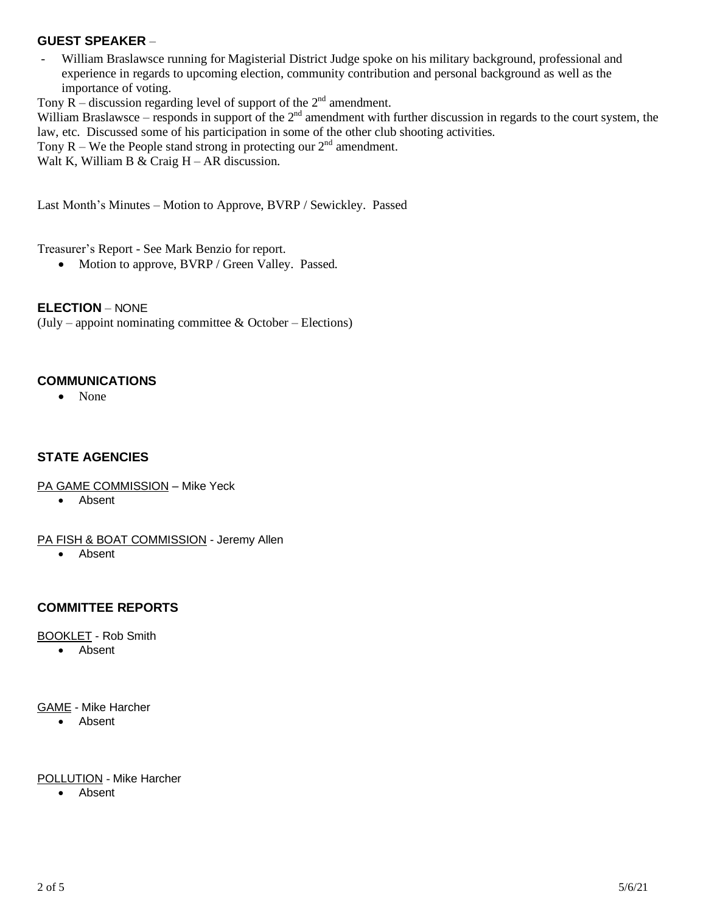**GUEST SPEAKER** –

- William Braslawsce running for Magisterial District Judge spoke on his military background, professional and experience in regards to upcoming election, community contribution and personal background as well as the importance of voting.

Tony R – discussion regarding level of support of the 2nd amendment.
William Braslawsce – responds in support of the 2nd amendment with further discussion in regards to the court system, the law, etc. Discussed some of his participation in some of the other club shooting activities.
Tony R – We the People stand strong in protecting our 2nd amendment.
Walt K, William B & Craig H – AR discussion.

Last Month's Minutes – Motion to Approve, BVRP / Sewickley. Passed

Treasurer's Report - See Mark Benzio for report.

- Motion to approve, BVRP / Green Valley. Passed.

**ELECTION** – NONE
(July – appoint nominating committee & October – Elections)

**COMMUNICATIONS**

- None

**STATE AGENCIES**

PA GAME COMMISSION – Mike Yeck

- Absent

PA FISH & BOAT COMMISSION - Jeremy Allen

- Absent

**COMMITTEE REPORTS**

BOOKLET - Rob Smith

- Absent

GAME - Mike Harcher

- Absent

POLLUTION - Mike Harcher

- Absent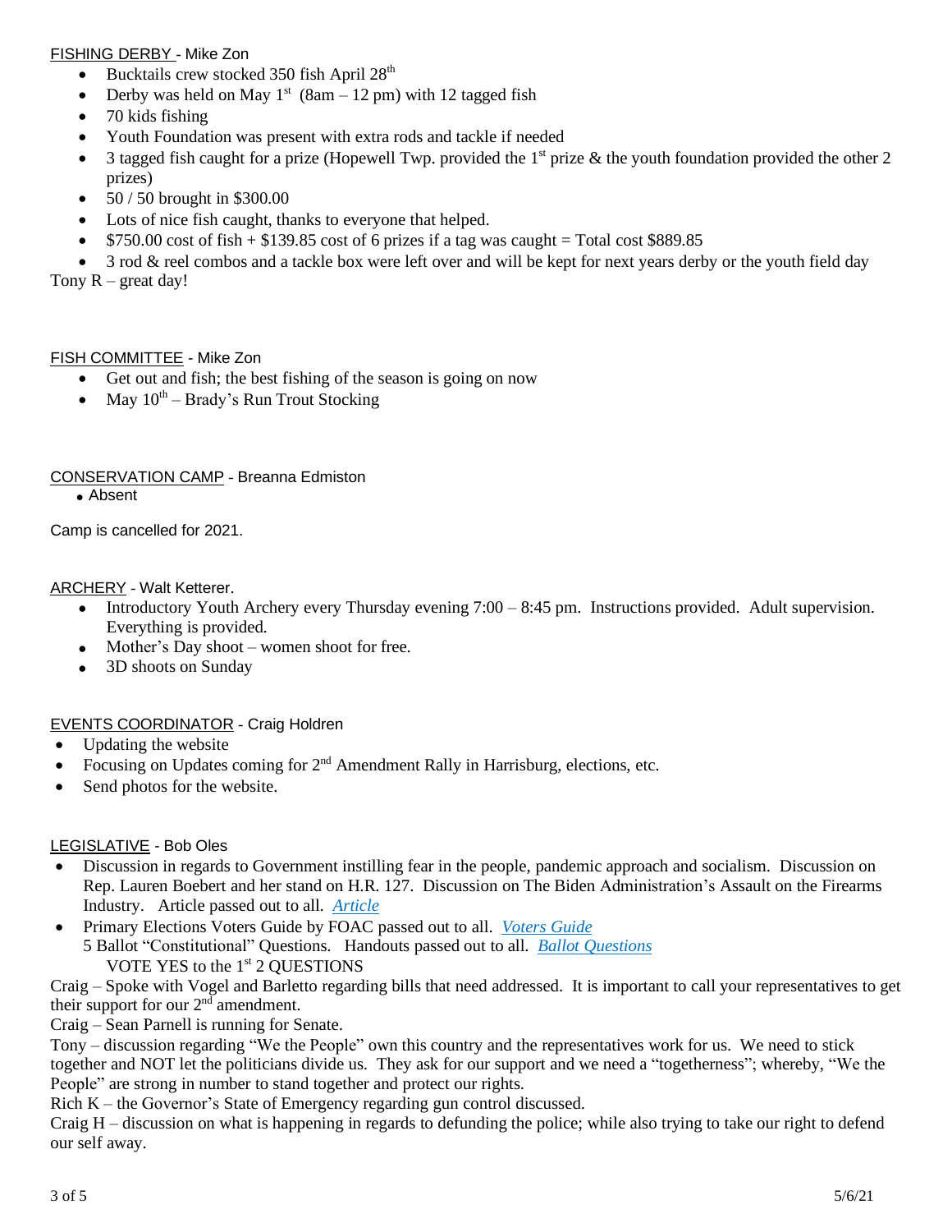FISHING DERBY - Mike Zon

- Bucktails crew stocked 350 fish April 28th
- Derby was held on May 1st (8am – 12 pm) with 12 tagged fish
- 70 kids fishing
- Youth Foundation was present with extra rods and tackle if needed
- 3 tagged fish caught for a prize (Hopewell Twp. provided the 1st prize & the youth foundation provided the other 2 prizes)
- 50 / 50 brought in $300.00
- Lots of nice fish caught, thanks to everyone that helped.
- $750.00 cost of fish + $139.85 cost of 6 prizes if a tag was caught = Total cost $889.85
- 3 rod & reel combos and a tackle box were left over and will be kept for next years derby or the youth field day

Tony R – great day!

FISH COMMITTEE - Mike Zon

- Get out and fish; the best fishing of the season is going on now
- May 10th – Brady's Run Trout Stocking

CONSERVATION CAMP - Breanna Edmiston

- Absent

Camp is cancelled for 2021.

ARCHERY - Walt Ketterer.

- Introductory Youth Archery every Thursday evening 7:00 – 8:45 pm. Instructions provided. Adult supervision. Everything is provided.
- Mother's Day shoot – women shoot for free.
- 3D shoots on Sunday

EVENTS COORDINATOR - Craig Holdren

- Updating the website
- Focusing on Updates coming for 2nd Amendment Rally in Harrisburg, elections, etc.
- Send photos for the website.

LEGISLATIVE - Bob Oles

- Discussion in regards to Government instilling fear in the people, pandemic approach and socialism. Discussion on Rep. Lauren Boebert and her stand on H.R. 127. Discussion on The Biden Administration's Assault on the Firearms Industry. Article passed out to all. *Article*
- Primary Elections Voters Guide by FOAC passed out to all. *Voters Guide*
  5 Ballot "Constitutional" Questions. Handouts passed out to all. *Ballot Questions*
  VOTE YES to the 1st 2 QUESTIONS

Craig – Spoke with Vogel and Barletto regarding bills that need addressed. It is important to call your representatives to get their support for our 2nd amendment.

Craig – Sean Parnell is running for Senate.

Tony – discussion regarding "We the People" own this country and the representatives work for us. We need to stick together and NOT let the politicians divide us. They ask for our support and we need a "togetherness"; whereby, "We the People" are strong in number to stand together and protect our rights.

Rich K – the Governor's State of Emergency regarding gun control discussed.

Craig H – discussion on what is happening in regards to defunding the police; while also trying to take our right to defend our self away.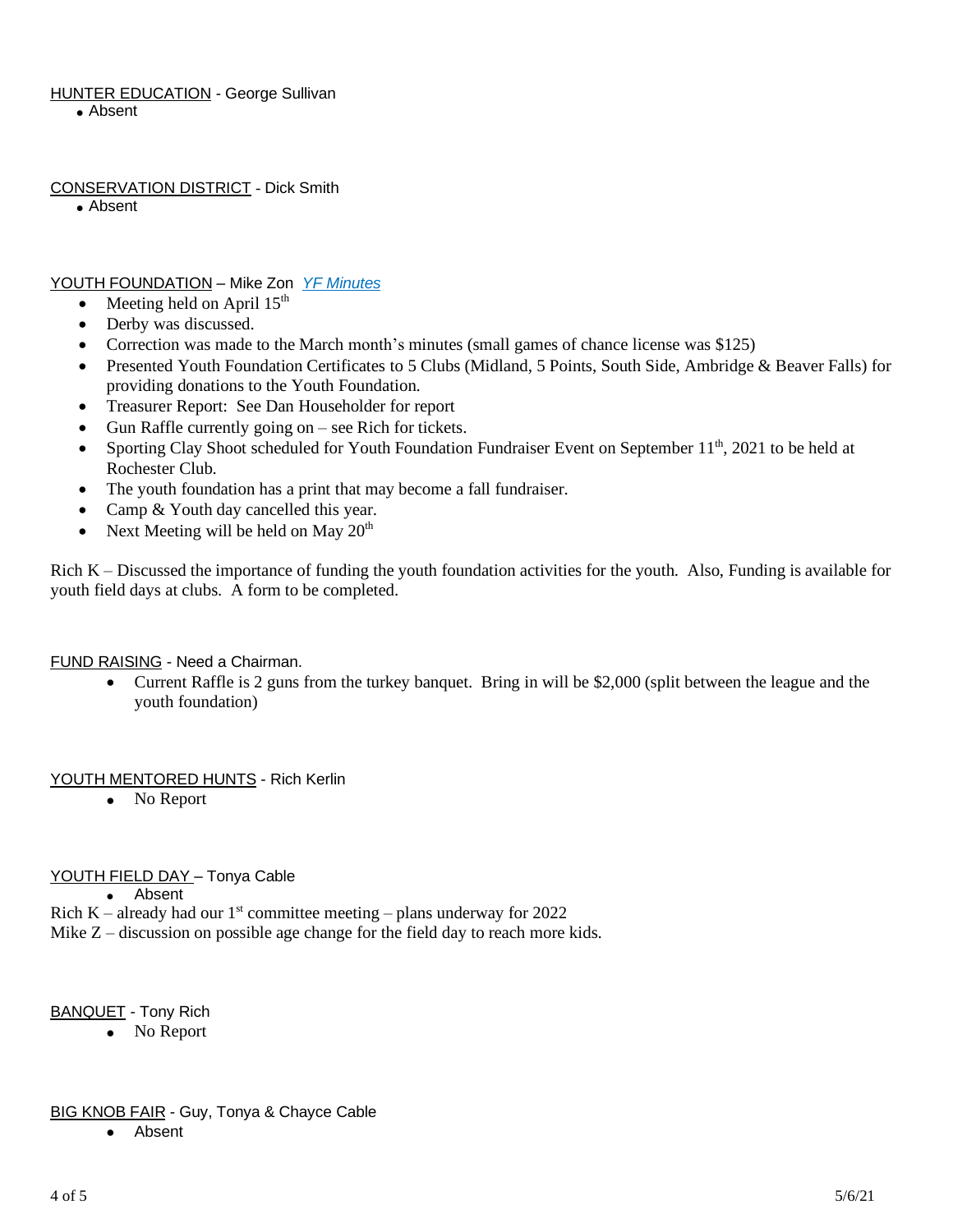<u>HUNTER EDUCATION</u> - George Sullivan

- Absent

<u>CONSERVATION DISTRICT</u> - Dick Smith

- Absent

<u>YOUTH FOUNDATION</u> – Mike Zon *YF Minutes*

- Meeting held on April 15th
- Derby was discussed.
- Correction was made to the March month's minutes (small games of chance license was $125)
- Presented Youth Foundation Certificates to 5 Clubs (Midland, 5 Points, South Side, Ambridge & Beaver Falls) for providing donations to the Youth Foundation.
- Treasurer Report: See Dan Householder for report
- Gun Raffle currently going on – see Rich for tickets.
- Sporting Clay Shoot scheduled for Youth Foundation Fundraiser Event on September 11th, 2021 to be held at Rochester Club.
- The youth foundation has a print that may become a fall fundraiser.
- Camp & Youth day cancelled this year.
- Next Meeting will be held on May 20th

Rich K – Discussed the importance of funding the youth foundation activities for the youth. Also, Funding is available for youth field days at clubs. A form to be completed.

<u>FUND RAISING</u> - Need a Chairman.

- Current Raffle is 2 guns from the turkey banquet. Bring in will be $2,000 (split between the league and the youth foundation)

<u>YOUTH MENTORED HUNTS</u> - Rich Kerlin

- No Report

<u>YOUTH FIELD DAY</u> – Tonya Cable

- Absent

Rich K – already had our 1st committee meeting – plans underway for 2022
Mike Z – discussion on possible age change for the field day to reach more kids.

<u>BANQUET</u> - Tony Rich

- No Report

<u>BIG KNOB FAIR</u> - Guy, Tonya & Chayce Cable

- Absent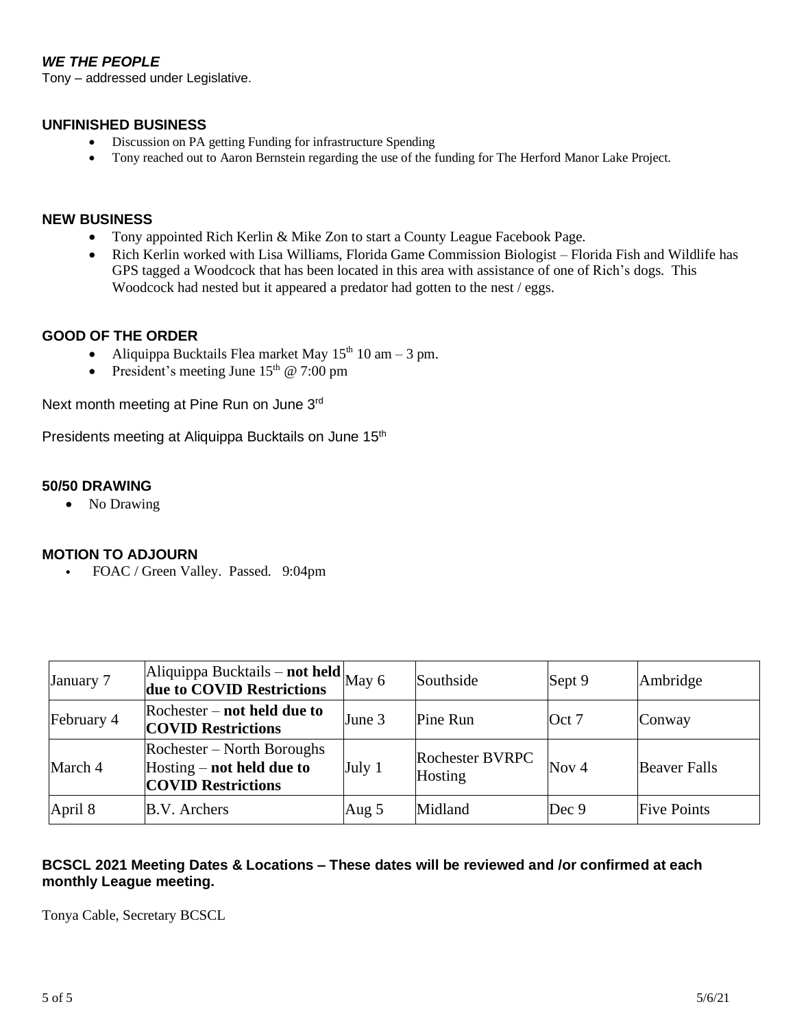### *WE THE PEOPLE*

Tony – addressed under Legislative.

### UNFINISHED BUSINESS

- Discussion on PA getting Funding for infrastructure Spending
- Tony reached out to Aaron Bernstein regarding the use of the funding for The Herford Manor Lake Project.

### NEW BUSINESS

- Tony appointed Rich Kerlin & Mike Zon to start a County League Facebook Page.
- Rich Kerlin worked with Lisa Williams, Florida Game Commission Biologist – Florida Fish and Wildlife has GPS tagged a Woodcock that has been located in this area with assistance of one of Rich's dogs. This Woodcock had nested but it appeared a predator had gotten to the nest / eggs.

### GOOD OF THE ORDER

- Aliquippa Bucktails Flea market May 15th 10 am – 3 pm.
- President's meeting June 15th @ 7:00 pm

Next month meeting at Pine Run on June 3rd

Presidents meeting at Aliquippa Bucktails on June 15th

### 50/50 DRAWING

- No Drawing

### MOTION TO ADJOURN

- FOAC / Green Valley. Passed. 9:04pm

| | | | | | |
|---|---|---|---|---|---|
| January 7 | Aliquippa Bucktails – **not held due to COVID Restrictions** | May 6 | Southside | Sept 9 | Ambridge |
| February 4 | Rochester – **not held due to COVID Restrictions** | June 3 | Pine Run | Oct 7 | Conway |
| March 4 | Rochester – North Boroughs Hosting – **not held due to COVID Restrictions** | July 1 | Rochester BVRPC Hosting | Nov 4 | Beaver Falls |
| April 8 | B.V. Archers | Aug 5 | Midland | Dec 9 | Five Points |

**BCSCL 2021 Meeting Dates & Locations – These dates will be reviewed and /or confirmed at each monthly League meeting.**

Tonya Cable, Secretary BCSCL